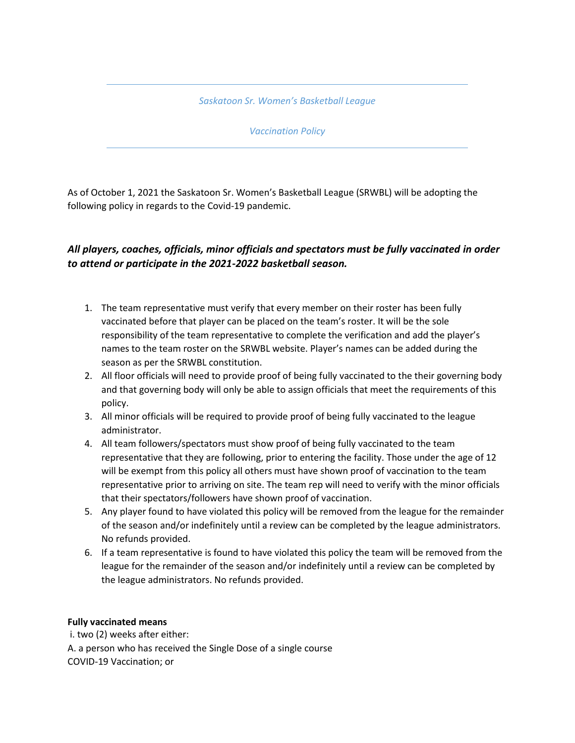*Saskatoon Sr. Women's Basketball League*

*Vaccination Policy*

As of October 1, 2021 the Saskatoon Sr. Women's Basketball League (SRWBL) will be adopting the following policy in regards to the Covid-19 pandemic.

***All players, coaches, officials, minor officials and spectators must be fully vaccinated in order to attend or participate in the 2021-2022 basketball season.***

1. The team representative must verify that every member on their roster has been fully vaccinated before that player can be placed on the team's roster. It will be the sole responsibility of the team representative to complete the verification and add the player's names to the team roster on the SRWBL website. Player's names can be added during the season as per the SRWBL constitution.
2. All floor officials will need to provide proof of being fully vaccinated to the their governing body and that governing body will only be able to assign officials that meet the requirements of this policy.
3. All minor officials will be required to provide proof of being fully vaccinated to the league administrator.
4. All team followers/spectators must show proof of being fully vaccinated to the team representative that they are following, prior to entering the facility. Those under the age of 12 will be exempt from this policy all others must have shown proof of vaccination to the team representative prior to arriving on site. The team rep will need to verify with the minor officials that their spectators/followers have shown proof of vaccination.
5. Any player found to have violated this policy will be removed from the league for the remainder of the season and/or indefinitely until a review can be completed by the league administrators. No refunds provided.
6. If a team representative is found to have violated this policy the team will be removed from the league for the remainder of the season and/or indefinitely until a review can be completed by the league administrators. No refunds provided.

**Fully vaccinated means**

i. two (2) weeks after either:

A. a person who has received the Single Dose of a single course COVID-19 Vaccination; or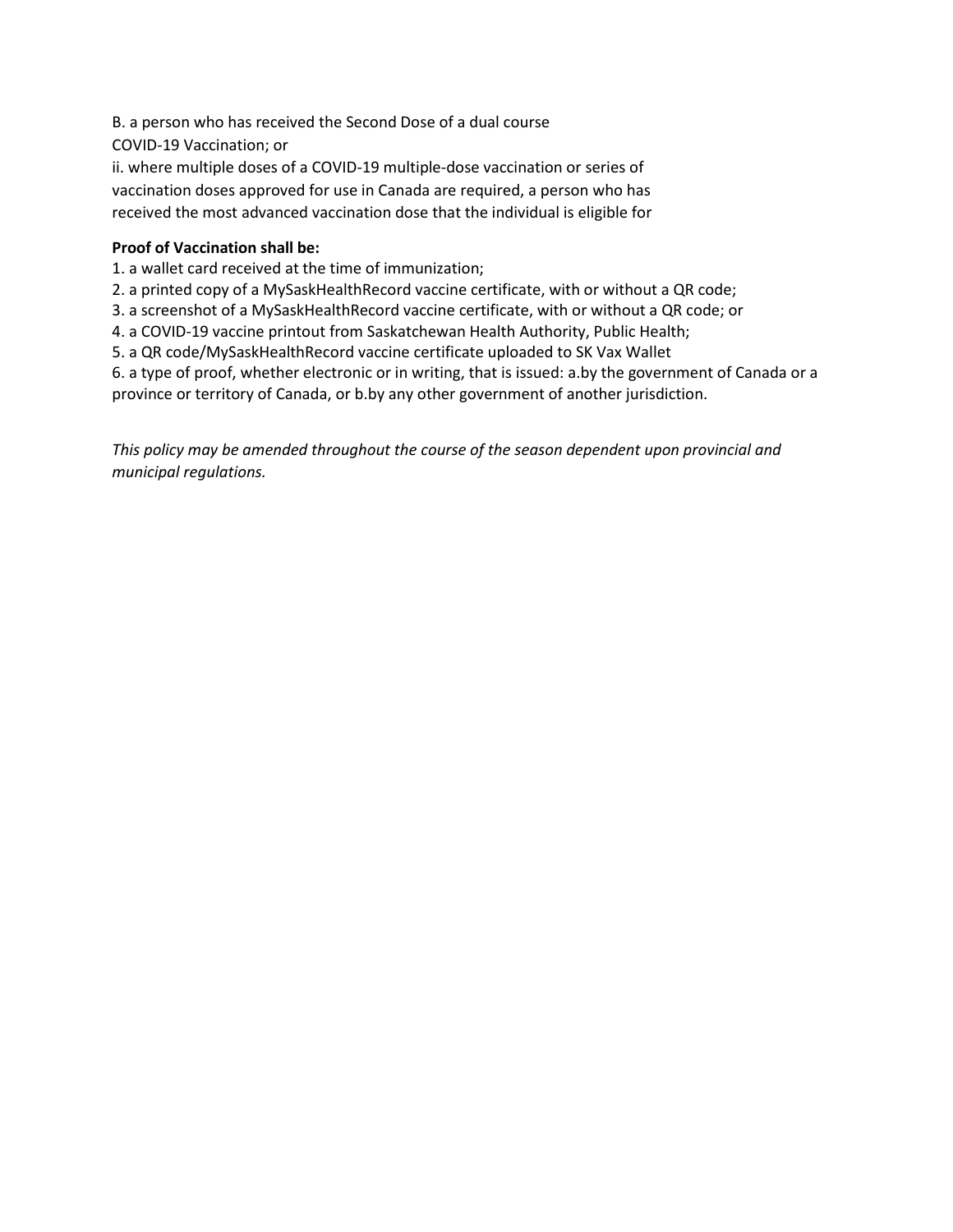B. a person who has received the Second Dose of a dual course
COVID-19 Vaccination; or
ii. where multiple doses of a COVID-19 multiple-dose vaccination or series of vaccination doses approved for use in Canada are required, a person who has received the most advanced vaccination dose that the individual is eligible for

**Proof of Vaccination shall be:**

1. a wallet card received at the time of immunization;
2. a printed copy of a MySaskHealthRecord vaccine certificate, with or without a QR code;
3. a screenshot of a MySaskHealthRecord vaccine certificate, with or without a QR code; or
4. a COVID-19 vaccine printout from Saskatchewan Health Authority, Public Health;
5. a QR code/MySaskHealthRecord vaccine certificate uploaded to SK Vax Wallet
6. a type of proof, whether electronic or in writing, that is issued: a.by the government of Canada or a province or territory of Canada, or b.by any other government of another jurisdiction.

*This policy may be amended throughout the course of the season dependent upon provincial and municipal regulations.*